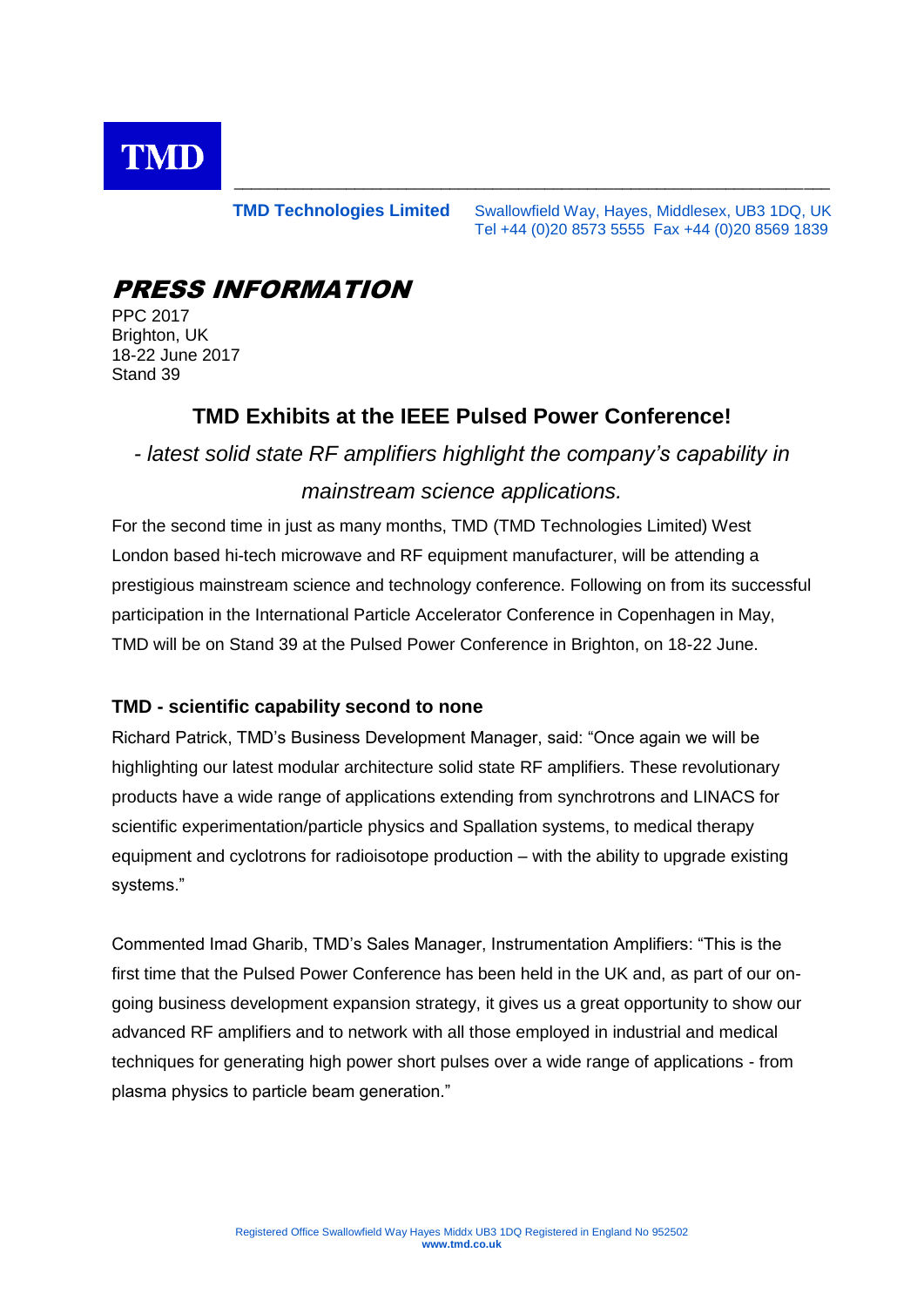TMD

**TMD Technologies Limited** Swallowfield Way, Hayes, Middlesex, UB3 1DQ, UK
Tel +44 (0)20 8573 5555 Fax +44 (0)20 8569 1839

# PRESS INFORMATION

PPC 2017
Brighton, UK
18-22 June 2017
Stand 39

## TMD Exhibits at the IEEE Pulsed Power Conference!

*- latest solid state RF amplifiers highlight the company's capability in mainstream science applications.*

For the second time in just as many months, TMD (TMD Technologies Limited) West London based hi-tech microwave and RF equipment manufacturer, will be attending a prestigious mainstream science and technology conference. Following on from its successful participation in the International Particle Accelerator Conference in Copenhagen in May, TMD will be on Stand 39 at the Pulsed Power Conference in Brighton, on 18-22 June.

### TMD - scientific capability second to none

Richard Patrick, TMD's Business Development Manager, said: "Once again we will be highlighting our latest modular architecture solid state RF amplifiers. These revolutionary products have a wide range of applications extending from synchrotrons and LINACS for scientific experimentation/particle physics and Spallation systems, to medical therapy equipment and cyclotrons for radioisotope production – with the ability to upgrade existing systems."

Commented Imad Gharib, TMD's Sales Manager, Instrumentation Amplifiers: "This is the first time that the Pulsed Power Conference has been held in the UK and, as part of our on-going business development expansion strategy, it gives us a great opportunity to show our advanced RF amplifiers and to network with all those employed in industrial and medical techniques for generating high power short pulses over a wide range of applications - from plasma physics to particle beam generation."

Registered Office Swallowfield Way Hayes Middx UB3 1DQ Registered in England No 952502
**www.tmd.co.uk**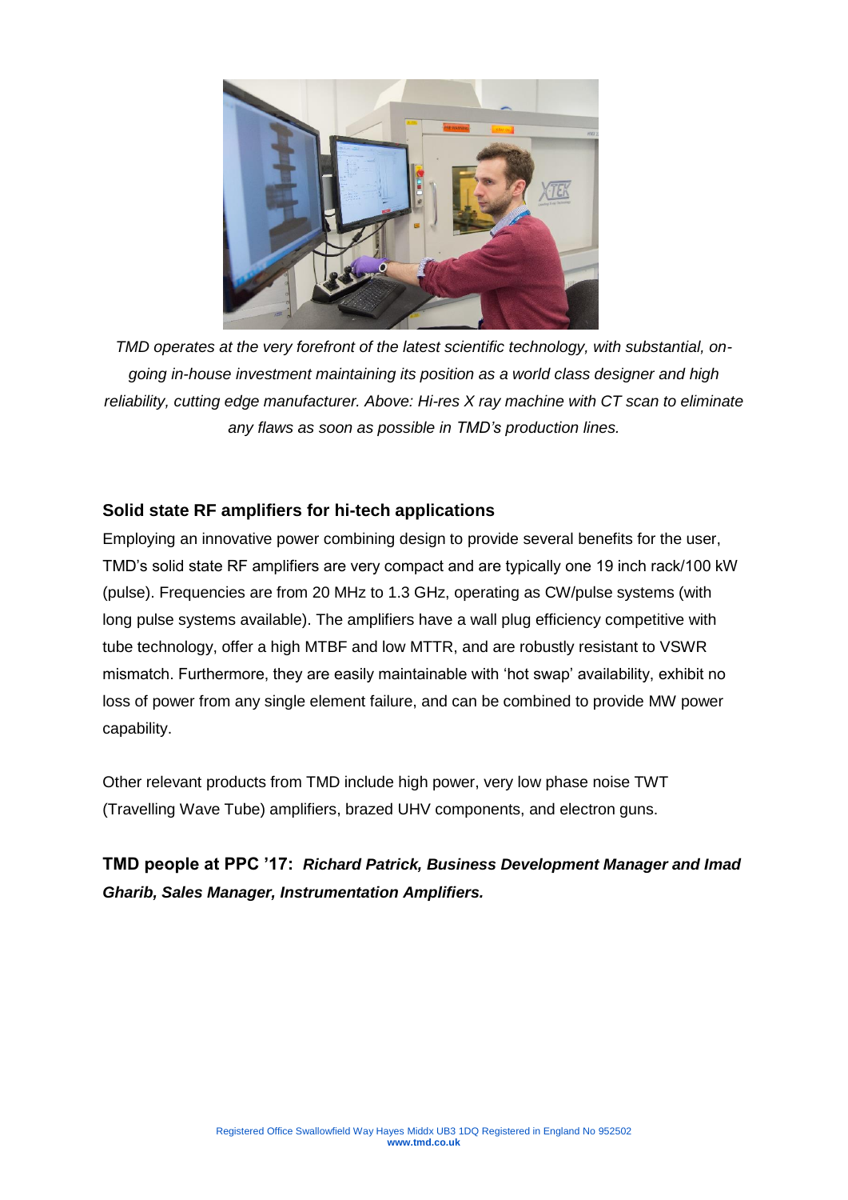*TMD operates at the very forefront of the latest scientific technology, with substantial, on-going in-house investment maintaining its position as a world class designer and high reliability, cutting edge manufacturer. Above: Hi-res X ray machine with CT scan to eliminate any flaws as soon as possible in TMD's production lines.*

### Solid state RF amplifiers for hi-tech applications

Employing an innovative power combining design to provide several benefits for the user, TMD's solid state RF amplifiers are very compact and are typically one 19 inch rack/100 kW (pulse). Frequencies are from 20 MHz to 1.3 GHz, operating as CW/pulse systems (with long pulse systems available). The amplifiers have a wall plug efficiency competitive with tube technology, offer a high MTBF and low MTTR, and are robustly resistant to VSWR mismatch. Furthermore, they are easily maintainable with 'hot swap' availability, exhibit no loss of power from any single element failure, and can be combined to provide MW power capability.

Other relevant products from TMD include high power, very low phase noise TWT (Travelling Wave Tube) amplifiers, brazed UHV components, and electron guns.

**TMD people at PPC '17:** ***Richard Patrick, Business Development Manager and Imad Gharib, Sales Manager, Instrumentation Amplifiers.***

Registered Office Swallowfield Way Hayes Middx UB3 1DQ Registered in England No 952502
**www.tmd.co.uk**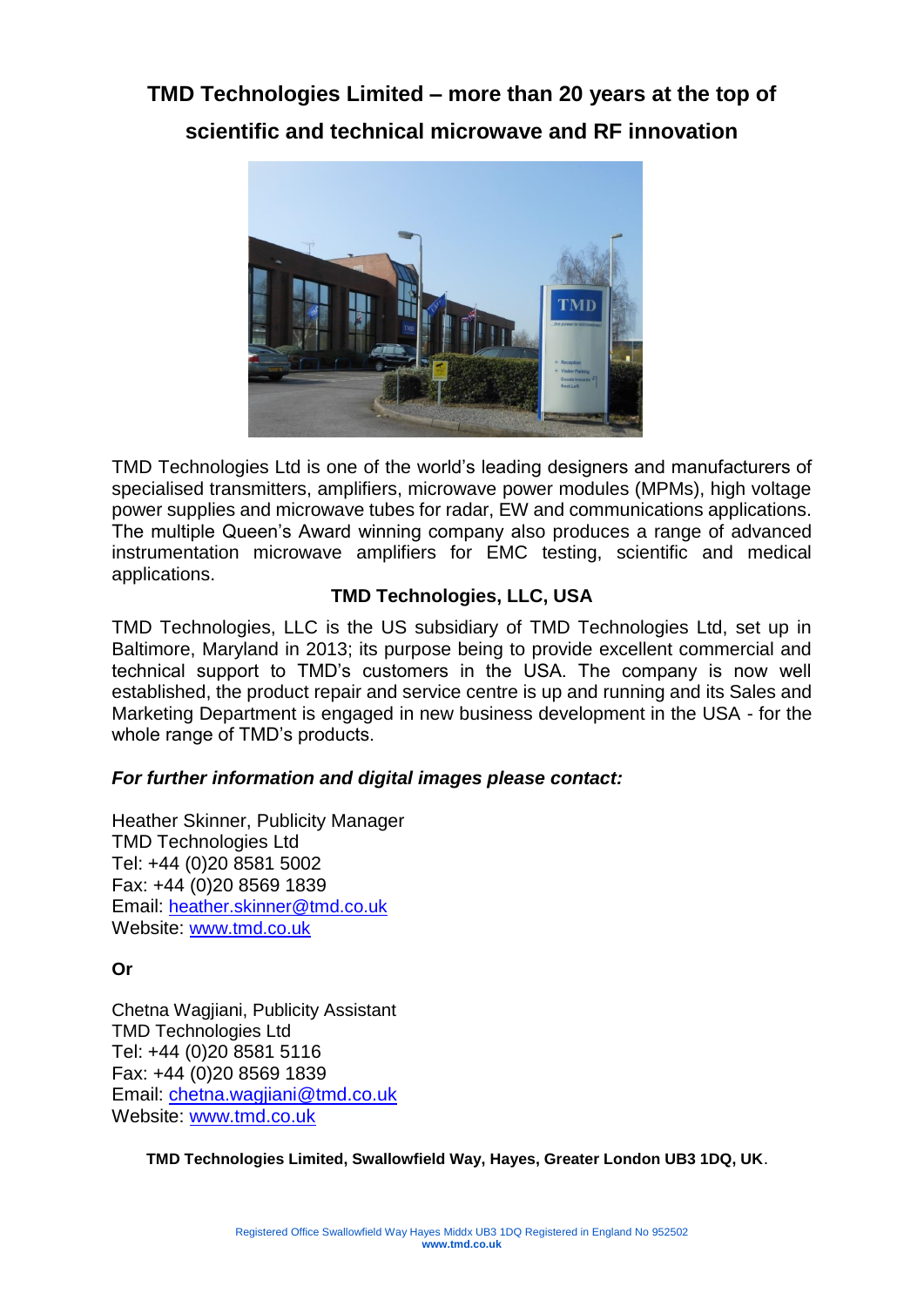# TMD Technologies Limited – more than 20 years at the top of scientific and technical microwave and RF innovation

TMD Technologies Ltd is one of the world's leading designers and manufacturers of specialised transmitters, amplifiers, microwave power modules (MPMs), high voltage power supplies and microwave tubes for radar, EW and communications applications. The multiple Queen's Award winning company also produces a range of advanced instrumentation microwave amplifiers for EMC testing, scientific and medical applications.

## TMD Technologies, LLC, USA

TMD Technologies, LLC is the US subsidiary of TMD Technologies Ltd, set up in Baltimore, Maryland in 2013; its purpose being to provide excellent commercial and technical support to TMD's customers in the USA. The company is now well established, the product repair and service centre is up and running and its Sales and Marketing Department is engaged in new business development in the USA - for the whole range of TMD's products.

***For further information and digital images please contact:***

Heather Skinner, Publicity Manager
TMD Technologies Ltd
Tel: +44 (0)20 8581 5002
Fax: +44 (0)20 8569 1839
Email: heather.skinner@tmd.co.uk
Website: www.tmd.co.uk

**Or**

Chetna Wagjiani, Publicity Assistant
TMD Technologies Ltd
Tel: +44 (0)20 8581 5116
Fax: +44 (0)20 8569 1839
Email: chetna.wagjiani@tmd.co.uk
Website: www.tmd.co.uk

**TMD Technologies Limited, Swallowfield Way, Hayes, Greater London UB3 1DQ, UK**.

Registered Office Swallowfield Way Hayes Middx UB3 1DQ Registered in England No 952502
**www.tmd.co.uk**